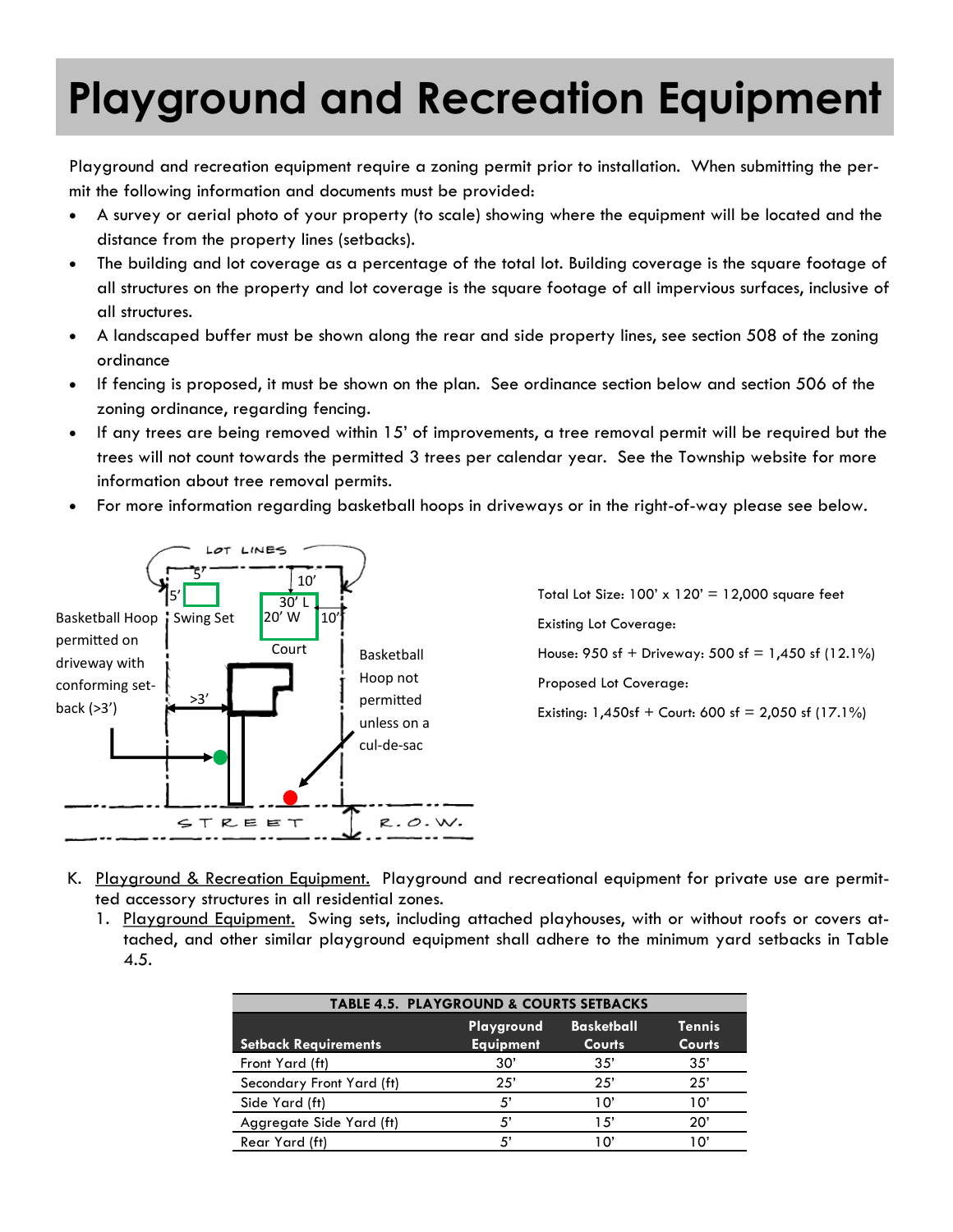# Playground and Recreation Equipment

Playground and recreation equipment require a zoning permit prior to installation. When submitting the permit the following information and documents must be provided:

- A survey or aerial photo of your property (to scale) showing where the equipment will be located and the distance from the property lines (setbacks).
- The building and lot coverage as a percentage of the total lot. Building coverage is the square footage of all structures on the property and lot coverage is the square footage of all impervious surfaces, inclusive of all structures.
- A landscaped buffer must be shown along the rear and side property lines, see section 508 of the zoning ordinance
- If fencing is proposed, it must be shown on the plan. See ordinance section below and section 506 of the zoning ordinance, regarding fencing.
- If any trees are being removed within 15' of improvements, a tree removal permit will be required but the trees will not count towards the permitted 3 trees per calendar year. See the Township website for more information about tree removal permits.
- For more information regarding basketball hoops in driveways or in the right-of-way please see below.

LOT LINES

5' 5' Swing Set

10' 30' L 20' W 10' Court

Basketball Hoop permitted on driveway with conforming setback (>3')

>3'

Basketball Hoop not permitted unless on a cul-de-sac

STREET R.O.W.

Total Lot Size: 100' x 120' = 12,000 square feet

Existing Lot Coverage:

House: 950 sf + Driveway: 500 sf = 1,450 sf (12.1%)

Proposed Lot Coverage:

Existing: 1,450sf + Court: 600 sf = 2,050 sf (17.1%)

K. Playground & Recreation Equipment. Playground and recreational equipment for private use are permitted accessory structures in all residential zones.

1. Playground Equipment. Swing sets, including attached playhouses, with or without roofs or covers attached, and other similar playground equipment shall adhere to the minimum yard setbacks in Table 4.5.

**TABLE 4.5. PLAYGROUND & COURTS SETBACKS**

| Setback Requirements | Playground Equipment | Basketball Courts | Tennis Courts |
|---|---|---|---|
| Front Yard (ft) | 30' | 35' | 35' |
| Secondary Front Yard (ft) | 25' | 25' | 25' |
| Side Yard (ft) | 5' | 10' | 10' |
| Aggregate Side Yard (ft) | 5' | 15' | 20' |
| Rear Yard (ft) | 5' | 10' | 10' |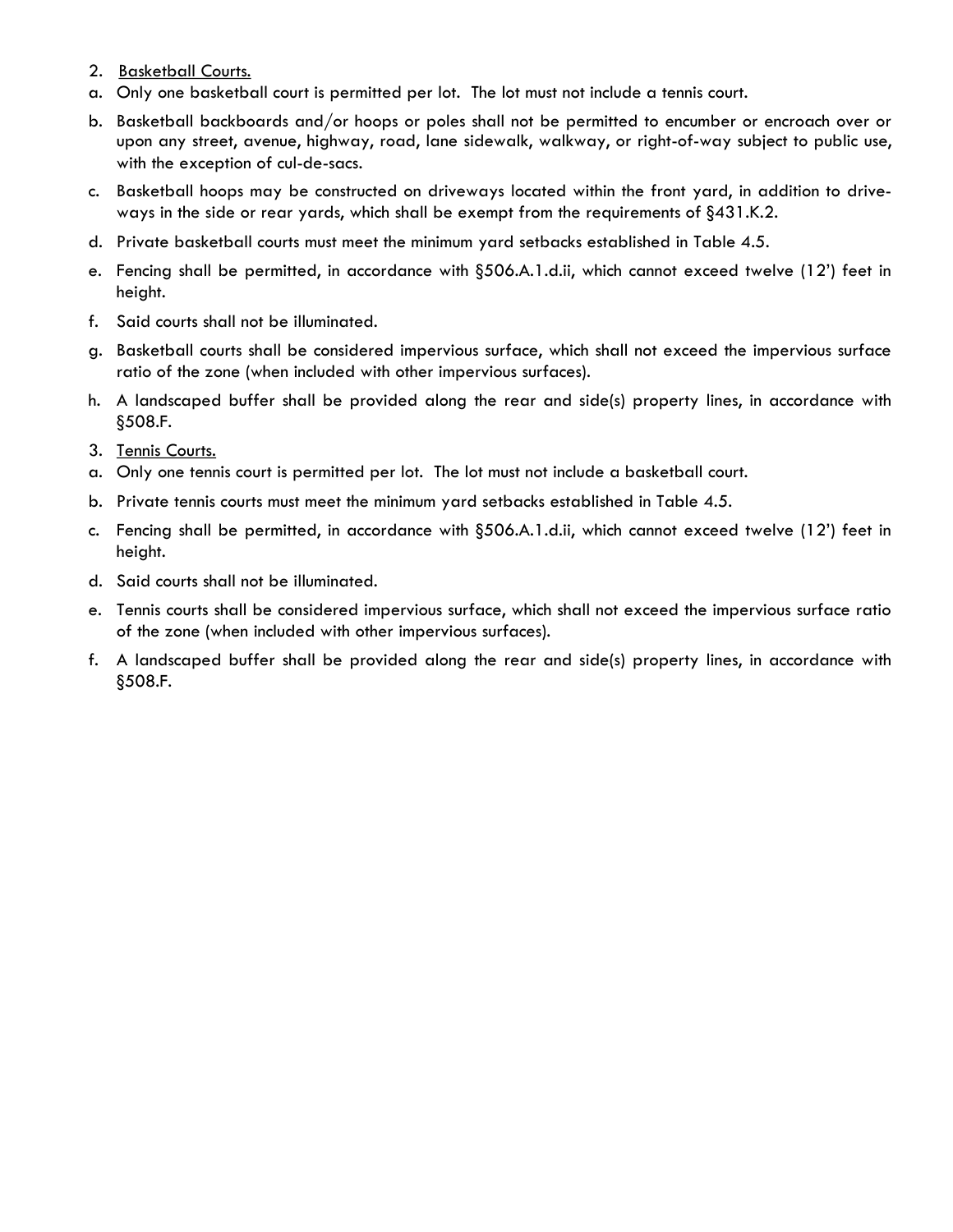2. <u>Basketball Courts.</u>

a. Only one basketball court is permitted per lot. The lot must not include a tennis court.

b. Basketball backboards and/or hoops or poles shall not be permitted to encumber or encroach over or upon any street, avenue, highway, road, lane sidewalk, walkway, or right-of-way subject to public use, with the exception of cul-de-sacs.

c. Basketball hoops may be constructed on driveways located within the front yard, in addition to driveways in the side or rear yards, which shall be exempt from the requirements of §431.K.2.

d. Private basketball courts must meet the minimum yard setbacks established in Table 4.5.

e. Fencing shall be permitted, in accordance with §506.A.1.d.ii, which cannot exceed twelve (12') feet in height.

f. Said courts shall not be illuminated.

g. Basketball courts shall be considered impervious surface, which shall not exceed the impervious surface ratio of the zone (when included with other impervious surfaces).

h. A landscaped buffer shall be provided along the rear and side(s) property lines, in accordance with §508.F.

3. <u>Tennis Courts.</u>

a. Only one tennis court is permitted per lot. The lot must not include a basketball court.

b. Private tennis courts must meet the minimum yard setbacks established in Table 4.5.

c. Fencing shall be permitted, in accordance with §506.A.1.d.ii, which cannot exceed twelve (12') feet in height.

d. Said courts shall not be illuminated.

e. Tennis courts shall be considered impervious surface, which shall not exceed the impervious surface ratio of the zone (when included with other impervious surfaces).

f. A landscaped buffer shall be provided along the rear and side(s) property lines, in accordance with §508.F.